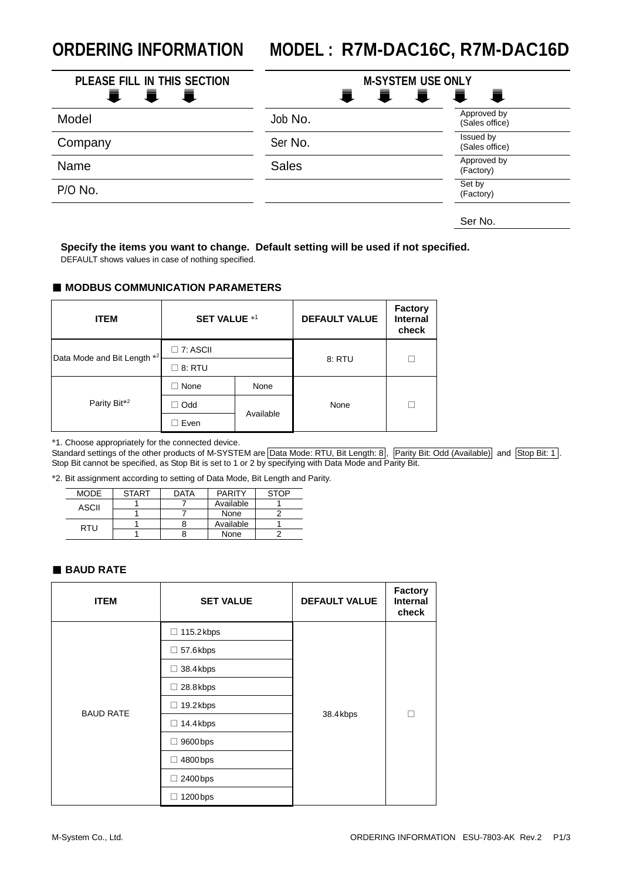# ORDERING INFORMATION MODEL : R7M-DAC16C, R7M-DAC16D

| PLEASE FILL IN THIS SECTION | M-SYSTEM USE ONLY | |
|---|---|---|
| Model | Job No. | Approved by (Sales office) |
| Company | Ser No. | Issued by (Sales office) |
| Name | Sales | Approved by (Factory) |
| P/O No. | | Set by (Factory) |
| | | Ser No. |

**Specify the items you want to change. Default setting will be used if not specified.**
DEFAULT shows values in case of nothing specified.

## ■ MODBUS COMMUNICATION PARAMETERS

| ITEM | SET VALUE *1 | | DEFAULT VALUE | Factory Internal check |
|---|---|---|---|---|
| Data Mode and Bit Length *2 | ☐ 7: ASCII | | 8: RTU | ☐ |
| | ☐ 8: RTU | | | |
| Parity Bit*2 | ☐ None | None | None | ☐ |
| | ☐ Odd | Available | | |
| | ☐ Even | | | |

*1. Choose appropriately for the connected device.
Standard settings of the other products of M-SYSTEM are Data Mode: RTU, Bit Length: 8, Parity Bit: Odd (Available) and Stop Bit: 1.
Stop Bit cannot be specified, as Stop Bit is set to 1 or 2 by specifying with Data Mode and Parity Bit.

*2. Bit assignment according to setting of Data Mode, Bit Length and Parity.

| MODE | START | DATA | PARITY | STOP |
|---|---|---|---|---|
| ASCII | 1 | 7 | Available | 1 |
| | 1 | 7 | None | 2 |
| RTU | 1 | 8 | Available | 1 |
| | 1 | 8 | None | 2 |

## ■ BAUD RATE

| ITEM | SET VALUE | DEFAULT VALUE | Factory Internal check |
|---|---|---|---|
| BAUD RATE | ☐ 115.2 kbps | 38.4 kbps | ☐ |
| | ☐ 57.6 kbps | | |
| | ☐ 38.4 kbps | | |
| | ☐ 28.8 kbps | | |
| | ☐ 19.2 kbps | | |
| | ☐ 14.4 kbps | | |
| | ☐ 9600 bps | | |
| | ☐ 4800 bps | | |
| | ☐ 2400 bps | | |
| | ☐ 1200 bps | | |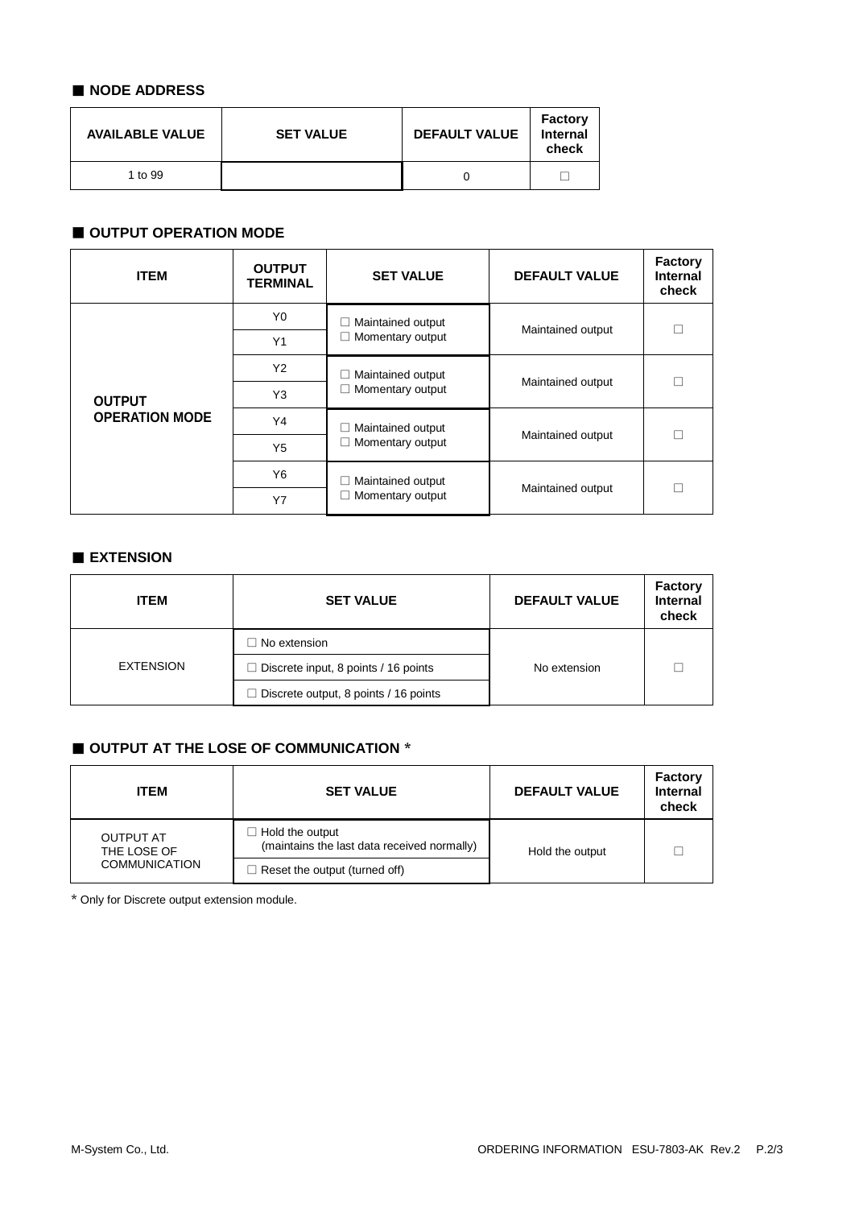## ■ NODE ADDRESS

| AVAILABLE VALUE | SET VALUE | DEFAULT VALUE | Factory Internal check |
|---|---|---|---|
| 1 to 99 | | 0 | ☐ |

## ■ OUTPUT OPERATION MODE

| ITEM | OUTPUT TERMINAL | SET VALUE | DEFAULT VALUE | Factory Internal check |
|---|---|---|---|---|
| OUTPUT OPERATION MODE | Y0 | ☐ Maintained output<br>☐ Momentary output | Maintained output | ☐ |
| | Y1 | | | |
| | Y2 | ☐ Maintained output<br>☐ Momentary output | Maintained output | ☐ |
| | Y3 | | | |
| | Y4 | ☐ Maintained output<br>☐ Momentary output | Maintained output | ☐ |
| | Y5 | | | |
| | Y6 | ☐ Maintained output<br>☐ Momentary output | Maintained output | ☐ |
| | Y7 | | | |

## ■ EXTENSION

| ITEM | SET VALUE | DEFAULT VALUE | Factory Internal check |
|---|---|---|---|
| EXTENSION | ☐ No extension | No extension | ☐ |
| | ☐ Discrete input, 8 points / 16 points | | |
| | ☐ Discrete output, 8 points / 16 points | | |

## ■ OUTPUT AT THE LOSE OF COMMUNICATION *

| ITEM | SET VALUE | DEFAULT VALUE | Factory Internal check |
|---|---|---|---|
| OUTPUT AT THE LOSE OF COMMUNICATION | ☐ Hold the output (maintains the last data received normally) | Hold the output | ☐ |
| | ☐ Reset the output (turned off) | | |

* Only for Discrete output extension module.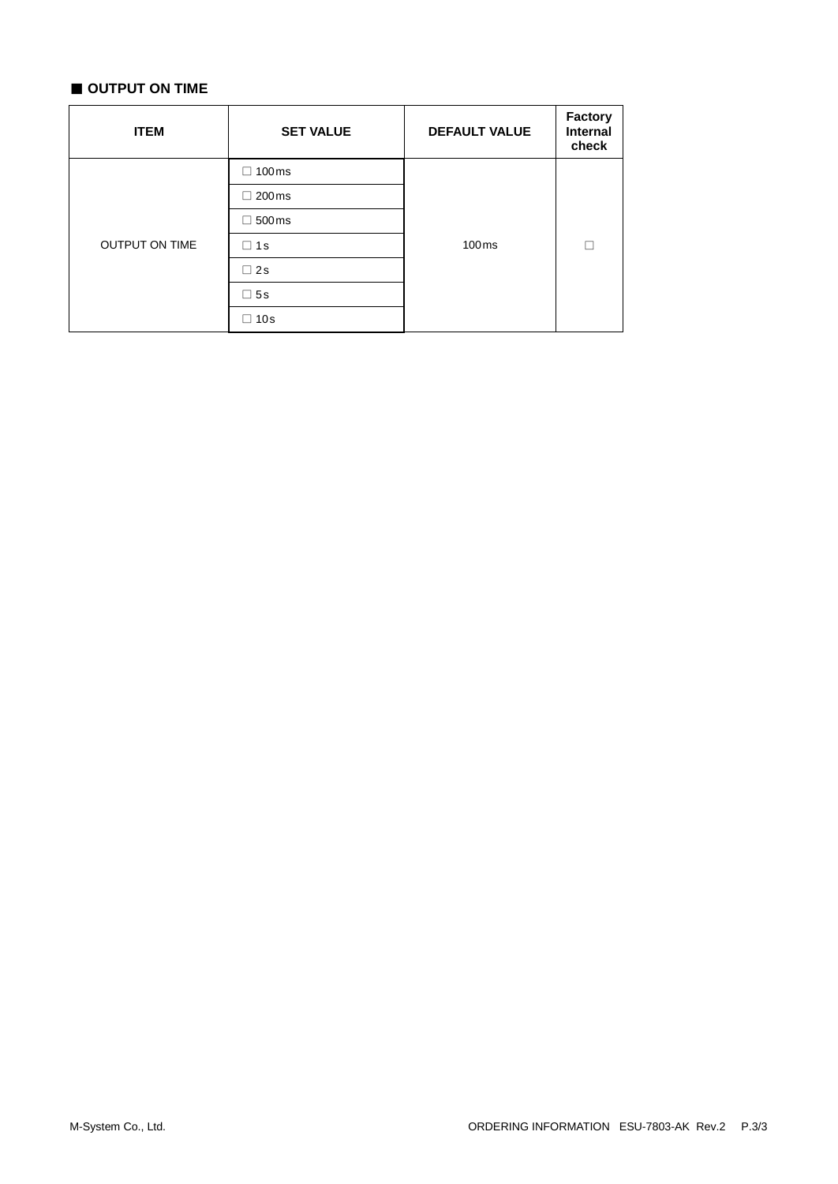## ■ OUTPUT ON TIME

| ITEM | SET VALUE | DEFAULT VALUE | Factory Internal check |
| --- | --- | --- | --- |
| OUTPUT ON TIME | □ 100ms | 100ms | □ |
| | □ 200ms | | |
| | □ 500ms | | |
| | □ 1s | | |
| | □ 2s | | |
| | □ 5s | | |
| | □ 10s | | |